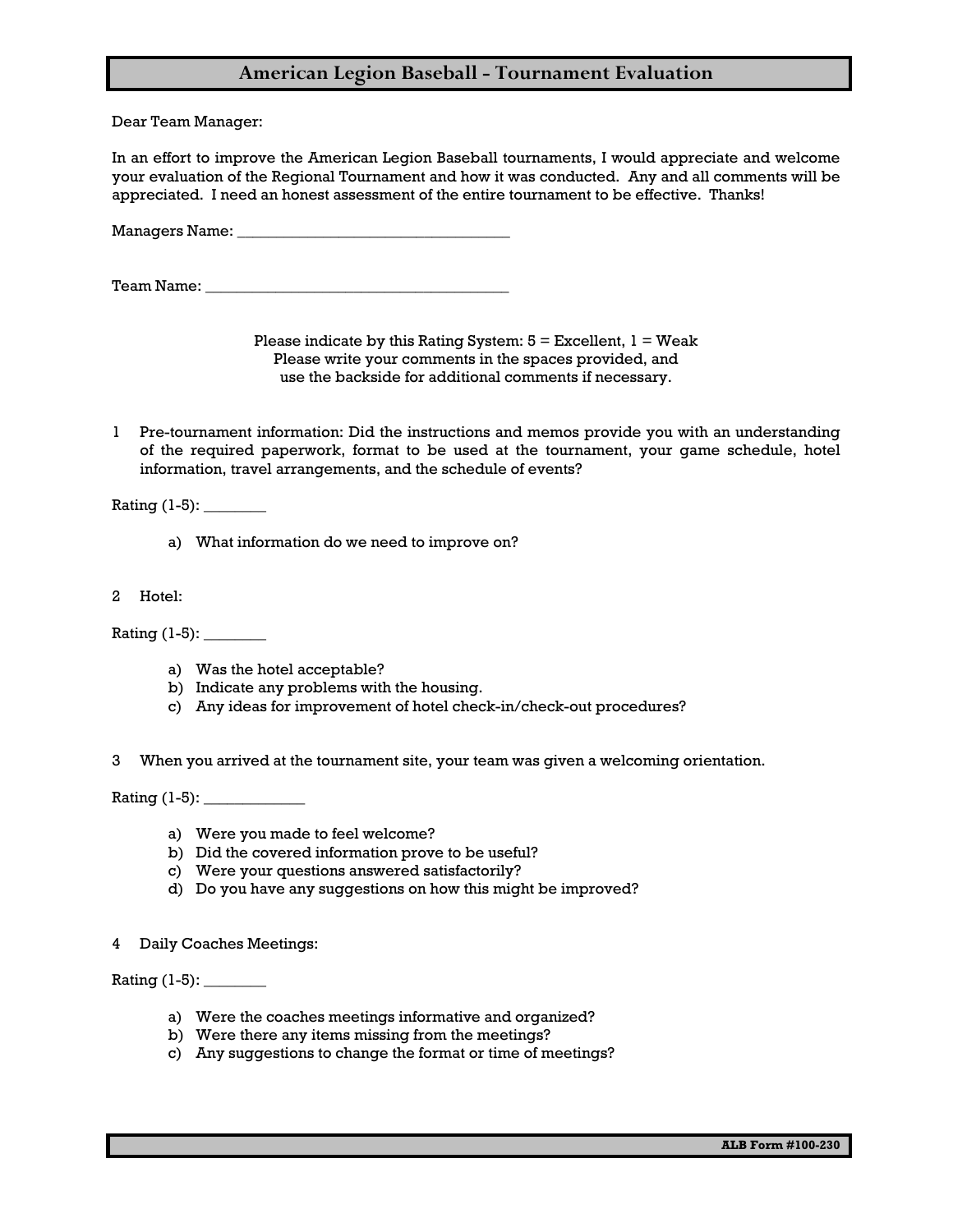# American Legion Baseball - Tournament Evaluation

Dear Team Manager:

In an effort to improve the American Legion Baseball tournaments, I would appreciate and welcome your evaluation of the Regional Tournament and how it was conducted. Any and all comments will be appreciated. I need an honest assessment of the entire tournament to be effective. Thanks!

Managers Name: ___________________________________

Team Name: _______________________________________

Please indicate by this Rating System: 5 = Excellent, 1 = Weak
Please write your comments in the spaces provided, and
use the backside for additional comments if necessary.

1 Pre-tournament information: Did the instructions and memos provide you with an understanding of the required paperwork, format to be used at the tournament, your game schedule, hotel information, travel arrangements, and the schedule of events?

Rating (1-5): ________

a) What information do we need to improve on?

2 Hotel:

Rating (1-5): ________

a) Was the hotel acceptable?
b) Indicate any problems with the housing.
c) Any ideas for improvement of hotel check-in/check-out procedures?

3 When you arrived at the tournament site, your team was given a welcoming orientation.

Rating (1-5): _____________

a) Were you made to feel welcome?
b) Did the covered information prove to be useful?
c) Were your questions answered satisfactorily?
d) Do you have any suggestions on how this might be improved?

4 Daily Coaches Meetings:

Rating (1-5): ________

a) Were the coaches meetings informative and organized?
b) Were there any items missing from the meetings?
c) Any suggestions to change the format or time of meetings?

ALB Form #100-230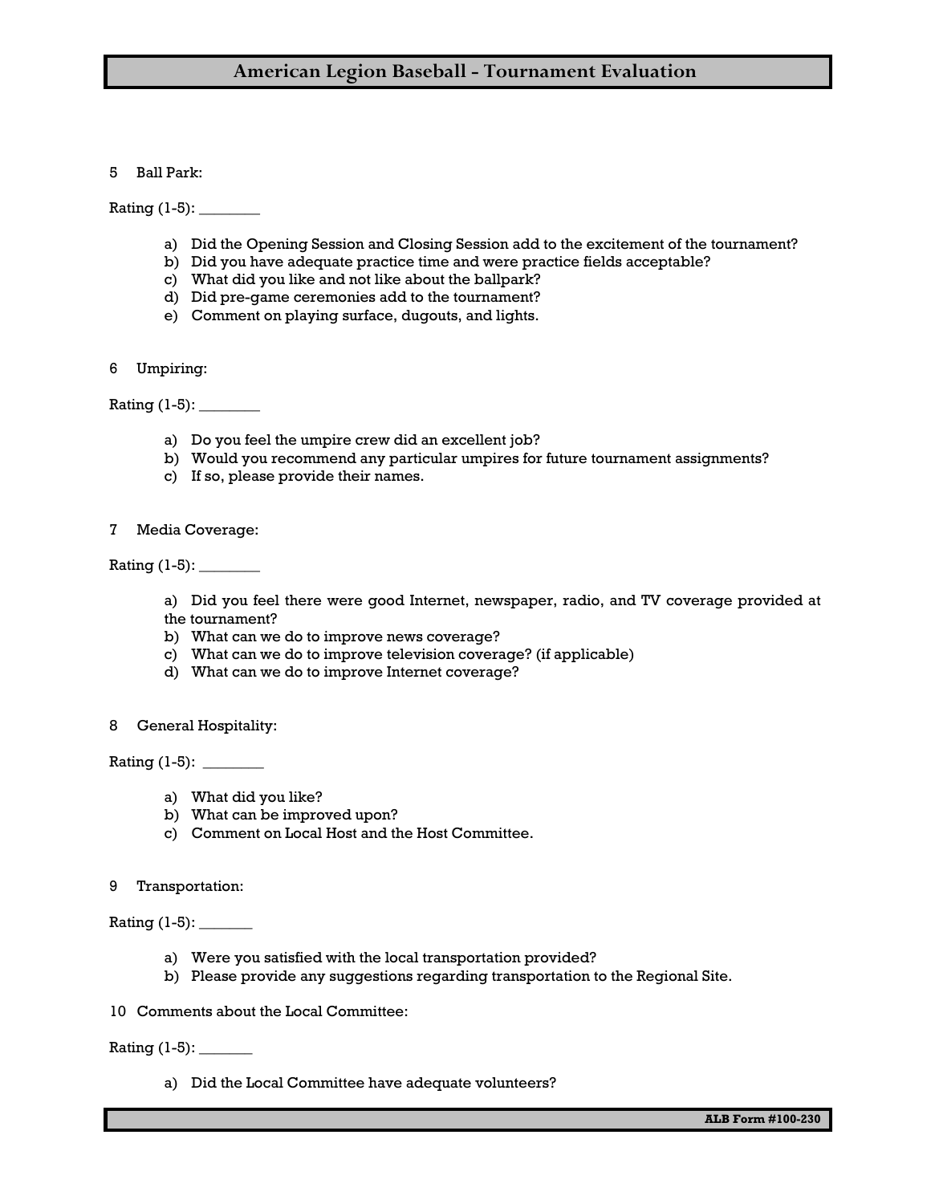5 Ball Park:

Rating (1-5): ________

a) Did the Opening Session and Closing Session add to the excitement of the tournament?
b) Did you have adequate practice time and were practice fields acceptable?
c) What did you like and not like about the ballpark?
d) Did pre-game ceremonies add to the tournament?
e) Comment on playing surface, dugouts, and lights.

6 Umpiring:

Rating (1-5): ________

a) Do you feel the umpire crew did an excellent job?
b) Would you recommend any particular umpires for future tournament assignments?
c) If so, please provide their names.

7 Media Coverage:

Rating (1-5): ________

a) Did you feel there were good Internet, newspaper, radio, and TV coverage provided at the tournament?
b) What can we do to improve news coverage?
c) What can we do to improve television coverage? (if applicable)
d) What can we do to improve Internet coverage?

8 General Hospitality:

Rating (1-5): ________

a) What did you like?
b) What can be improved upon?
c) Comment on Local Host and the Host Committee.

9 Transportation:

Rating (1-5): _______

a) Were you satisfied with the local transportation provided?
b) Please provide any suggestions regarding transportation to the Regional Site.

10 Comments about the Local Committee:

Rating (1-5): _______

a) Did the Local Committee have adequate volunteers?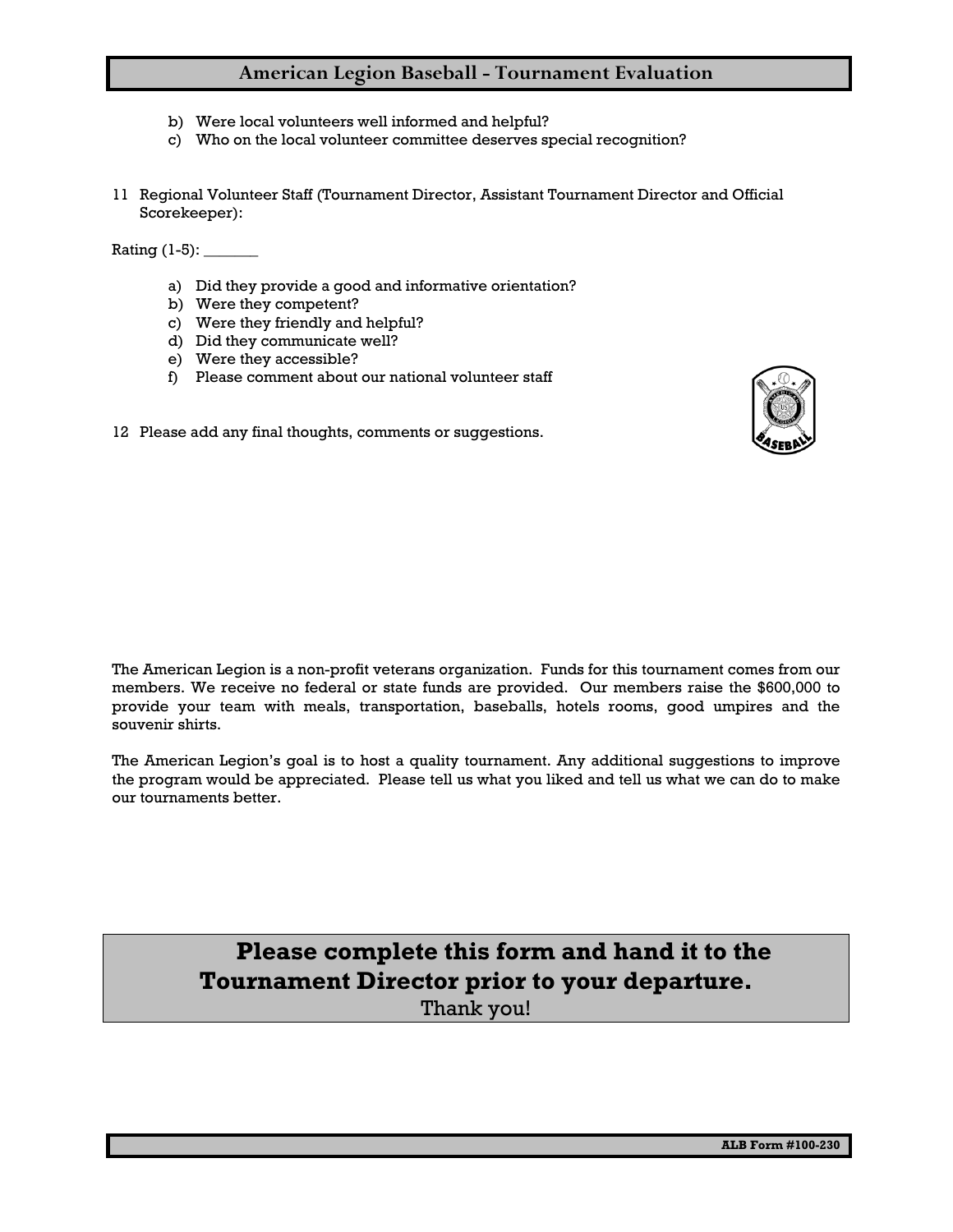b) Were local volunteers well informed and helpful?
c) Who on the local volunteer committee deserves special recognition?

11 Regional Volunteer Staff (Tournament Director, Assistant Tournament Director and Official Scorekeeper):

Rating (1-5): _______

a) Did they provide a good and informative orientation?
b) Were they competent?
c) Were they friendly and helpful?
d) Did they communicate well?
e) Were they accessible?
f) Please comment about our national volunteer staff

12 Please add any final thoughts, comments or suggestions.

The American Legion is a non-profit veterans organization. Funds for this tournament comes from our members. We receive no federal or state funds are provided. Our members raise the $600,000 to provide your team with meals, transportation, baseballs, hotels rooms, good umpires and the souvenir shirts.

The American Legion's goal is to host a quality tournament. Any additional suggestions to improve the program would be appreciated. Please tell us what you liked and tell us what we can do to make our tournaments better.

**Please complete this form and hand it to the Tournament Director prior to your departure.**

Thank you!

ALB Form #100-230